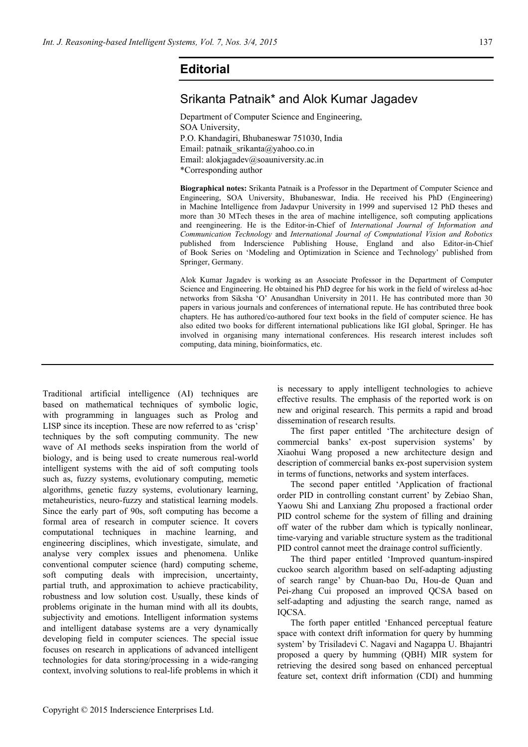# Editorial

## Srikanta Patnaik* and Alok Kumar Jagadev

Department of Computer Science and Engineering,
SOA University,
P.O. Khandagiri, Bhubaneswar 751030, India
Email: patnaik_srikanta@yahoo.co.in
Email: alokjagadev@soauniversity.ac.in
*Corresponding author

**Biographical notes:** Srikanta Patnaik is a Professor in the Department of Computer Science and Engineering, SOA University, Bhubaneswar, India. He received his PhD (Engineering) in Machine Intelligence from Jadavpur University in 1999 and supervised 12 PhD theses and more than 30 MTech theses in the area of machine intelligence, soft computing applications and reengineering. He is the Editor-in-Chief of *International Journal of Information and Communication Technology* and *International Journal of Computational Vision and Robotics* published from Inderscience Publishing House, England and also Editor-in-Chief of Book Series on 'Modeling and Optimization in Science and Technology' published from Springer, Germany.

Alok Kumar Jagadev is working as an Associate Professor in the Department of Computer Science and Engineering. He obtained his PhD degree for his work in the field of wireless ad-hoc networks from Siksha 'O' Anusandhan University in 2011. He has contributed more than 30 papers in various journals and conferences of international repute. He has contributed three book chapters. He has authored/co-authored four text books in the field of computer science. He has also edited two books for different international publications like IGI global, Springer. He has involved in organising many international conferences. His research interest includes soft computing, data mining, bioinformatics, etc.

---

Traditional artificial intelligence (AI) techniques are based on mathematical techniques of symbolic logic, with programming in languages such as Prolog and LISP since its inception. These are now referred to as 'crisp' techniques by the soft computing community. The new wave of AI methods seeks inspiration from the world of biology, and is being used to create numerous real-world intelligent systems with the aid of soft computing tools such as, fuzzy systems, evolutionary computing, memetic algorithms, genetic fuzzy systems, evolutionary learning, metaheuristics, neuro-fuzzy and statistical learning models. Since the early part of 90s, soft computing has become a formal area of research in computer science. It covers computational techniques in machine learning, and engineering disciplines, which investigate, simulate, and analyse very complex issues and phenomena. Unlike conventional computer science (hard) computing scheme, soft computing deals with imprecision, uncertainty, partial truth, and approximation to achieve practicability, robustness and low solution cost. Usually, these kinds of problems originate in the human mind with all its doubts, subjectivity and emotions. Intelligent information systems and intelligent database systems are a very dynamically developing field in computer sciences. The special issue focuses on research in applications of advanced intelligent technologies for data storing/processing in a wide-ranging context, involving solutions to real-life problems in which it is necessary to apply intelligent technologies to achieve effective results. The emphasis of the reported work is on new and original research. This permits a rapid and broad dissemination of research results.

The first paper entitled 'The architecture design of commercial banks' ex-post supervision systems' by Xiaohui Wang proposed a new architecture design and description of commercial banks ex-post supervision system in terms of functions, networks and system interfaces.

The second paper entitled 'Application of fractional order PID in controlling constant current' by Zebiao Shan, Yaowu Shi and Lanxiang Zhu proposed a fractional order PID control scheme for the system of filling and draining off water of the rubber dam which is typically nonlinear, time-varying and variable structure system as the traditional PID control cannot meet the drainage control sufficiently.

The third paper entitled 'Improved quantum-inspired cuckoo search algorithm based on self-adapting adjusting of search range' by Chuan-bao Du, Hou-de Quan and Pei-zhang Cui proposed an improved QCSA based on self-adapting and adjusting the search range, named as IQCSA.

The forth paper entitled 'Enhanced perceptual feature space with context drift information for query by humming system' by Trisiladevi C. Nagavi and Nagappa U. Bhajantri proposed a query by humming (QBH) MIR system for retrieving the desired song based on enhanced perceptual feature set, context drift information (CDI) and humming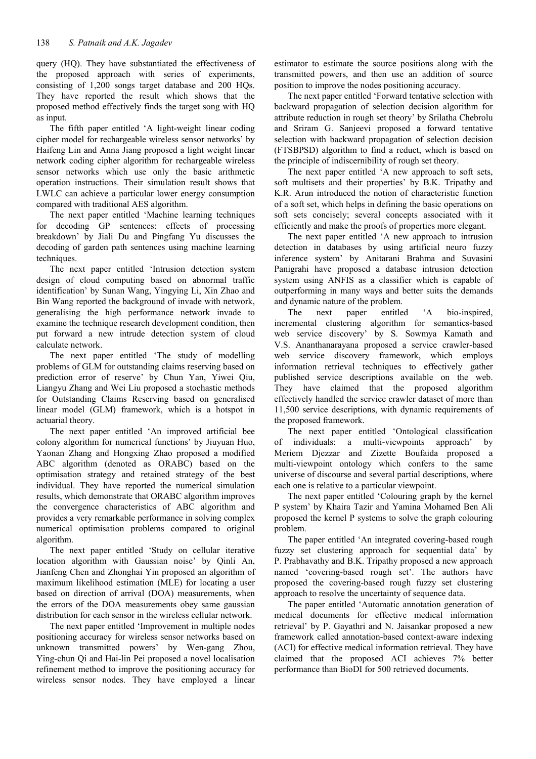query (HQ). They have substantiated the effectiveness of the proposed approach with series of experiments, consisting of 1,200 songs target database and 200 HQs. They have reported the result which shows that the proposed method effectively finds the target song with HQ as input.

The fifth paper entitled 'A light-weight linear coding cipher model for rechargeable wireless sensor networks' by Haifeng Lin and Anna Jiang proposed a light weight linear network coding cipher algorithm for rechargeable wireless sensor networks which use only the basic arithmetic operation instructions. Their simulation result shows that LWLC can achieve a particular lower energy consumption compared with traditional AES algorithm.

The next paper entitled 'Machine learning techniques for decoding GP sentences: effects of processing breakdown' by Jiali Du and Pingfang Yu discusses the decoding of garden path sentences using machine learning techniques.

The next paper entitled 'Intrusion detection system design of cloud computing based on abnormal traffic identification' by Sunan Wang, Yingying Li, Xin Zhao and Bin Wang reported the background of invade with network, generalising the high performance network invade to examine the technique research development condition, then put forward a new intrude detection system of cloud calculate network.

The next paper entitled 'The study of modelling problems of GLM for outstanding claims reserving based on prediction error of reserve' by Chun Yan, Yiwei Qiu, Liangyu Zhang and Wei Liu proposed a stochastic methods for Outstanding Claims Reserving based on generalised linear model (GLM) framework, which is a hotspot in actuarial theory.

The next paper entitled 'An improved artificial bee colony algorithm for numerical functions' by Jiuyuan Huo, Yaonan Zhang and Hongxing Zhao proposed a modified ABC algorithm (denoted as ORABC) based on the optimisation strategy and retained strategy of the best individual. They have reported the numerical simulation results, which demonstrate that ORABC algorithm improves the convergence characteristics of ABC algorithm and provides a very remarkable performance in solving complex numerical optimisation problems compared to original algorithm.

The next paper entitled 'Study on cellular iterative location algorithm with Gaussian noise' by Qinli An, Jianfeng Chen and Zhonghai Yin proposed an algorithm of maximum likelihood estimation (MLE) for locating a user based on direction of arrival (DOA) measurements, when the errors of the DOA measurements obey same gaussian distribution for each sensor in the wireless cellular network.

The next paper entitled 'Improvement in multiple nodes positioning accuracy for wireless sensor networks based on unknown transmitted powers' by Wen-gang Zhou, Ying-chun Qi and Hai-lin Pei proposed a novel localisation refinement method to improve the positioning accuracy for wireless sensor nodes. They have employed a linear estimator to estimate the source positions along with the transmitted powers, and then use an addition of source position to improve the nodes positioning accuracy.

The next paper entitled 'Forward tentative selection with backward propagation of selection decision algorithm for attribute reduction in rough set theory' by Srilatha Chebrolu and Sriram G. Sanjeevi proposed a forward tentative selection with backward propagation of selection decision (FTSBPSD) algorithm to find a reduct, which is based on the principle of indiscernibility of rough set theory.

The next paper entitled 'A new approach to soft sets, soft multisets and their properties' by B.K. Tripathy and K.R. Arun introduced the notion of characteristic function of a soft set, which helps in defining the basic operations on soft sets concisely; several concepts associated with it efficiently and make the proofs of properties more elegant.

The next paper entitled 'A new approach to intrusion detection in databases by using artificial neuro fuzzy inference system' by Anitarani Brahma and Suvasini Panigrahi have proposed a database intrusion detection system using ANFIS as a classifier which is capable of outperforming in many ways and better suits the demands and dynamic nature of the problem.

The next paper entitled 'A bio-inspired, incremental clustering algorithm for semantics-based web service discovery' by S. Sowmya Kamath and V.S. Ananthanarayana proposed a service crawler-based web service discovery framework, which employs information retrieval techniques to effectively gather published service descriptions available on the web. They have claimed that the proposed algorithm effectively handled the service crawler dataset of more than 11,500 service descriptions, with dynamic requirements of the proposed framework.

The next paper entitled 'Ontological classification of individuals: a multi-viewpoints approach' by Meriem Djezzar and Zizette Boufaida proposed a multi-viewpoint ontology which confers to the same universe of discourse and several partial descriptions, where each one is relative to a particular viewpoint.

The next paper entitled 'Colouring graph by the kernel P system' by Khaira Tazir and Yamina Mohamed Ben Ali proposed the kernel P systems to solve the graph colouring problem.

The paper entitled 'An integrated covering-based rough fuzzy set clustering approach for sequential data' by P. Prabhavathy and B.K. Tripathy proposed a new approach named 'covering-based rough set'. The authors have proposed the covering-based rough fuzzy set clustering approach to resolve the uncertainty of sequence data.

The paper entitled 'Automatic annotation generation of medical documents for effective medical information retrieval' by P. Gayathri and N. Jaisankar proposed a new framework called annotation-based context-aware indexing (ACI) for effective medical information retrieval. They have claimed that the proposed ACI achieves 7% better performance than BioDI for 500 retrieved documents.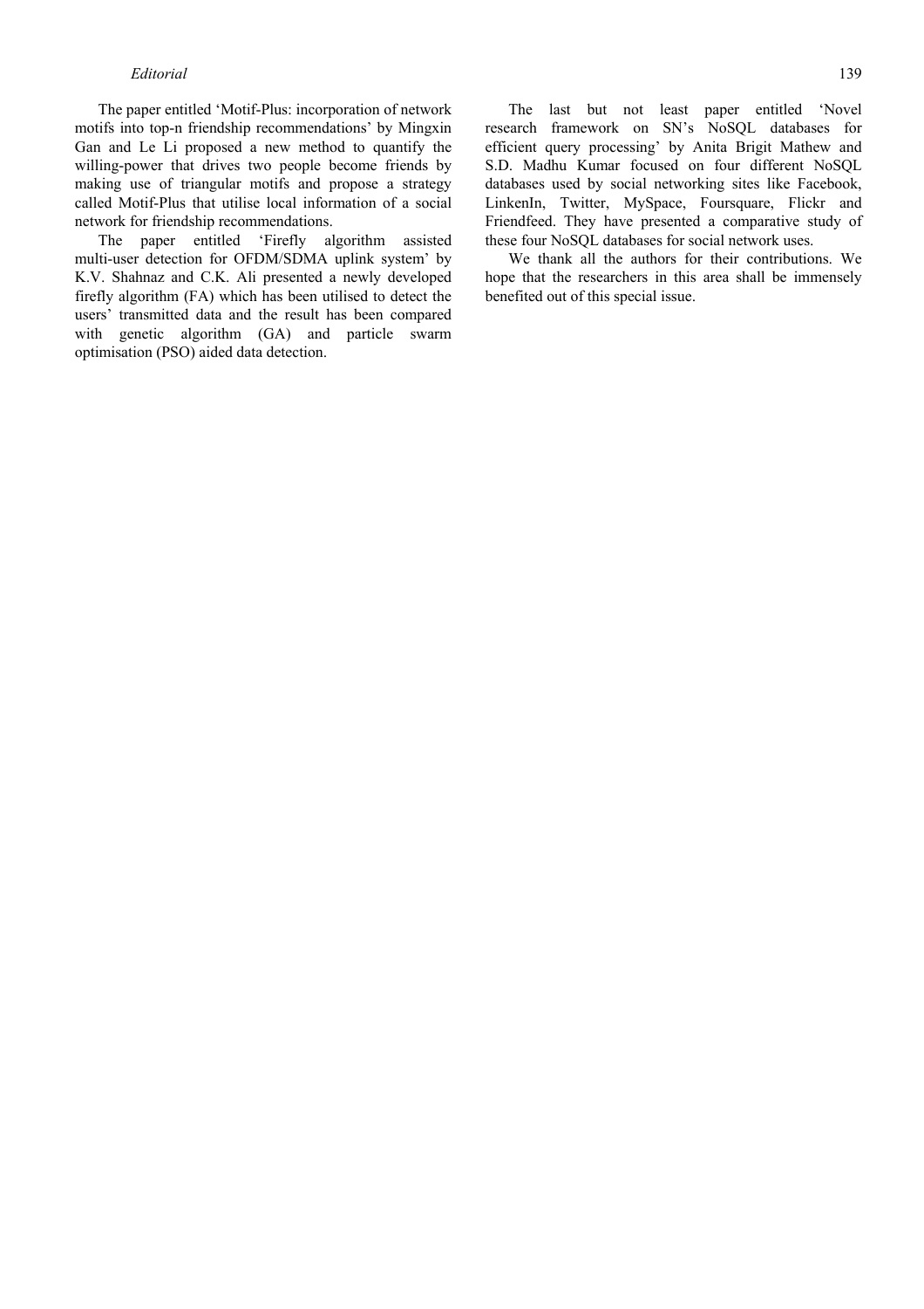The paper entitled 'Motif-Plus: incorporation of network motifs into top-n friendship recommendations' by Mingxin Gan and Le Li proposed a new method to quantify the willing-power that drives two people become friends by making use of triangular motifs and propose a strategy called Motif-Plus that utilise local information of a social network for friendship recommendations.

The paper entitled 'Firefly algorithm assisted multi-user detection for OFDM/SDMA uplink system' by K.V. Shahnaz and C.K. Ali presented a newly developed firefly algorithm (FA) which has been utilised to detect the users' transmitted data and the result has been compared with genetic algorithm (GA) and particle swarm optimisation (PSO) aided data detection.

The last but not least paper entitled 'Novel research framework on SN's NoSQL databases for efficient query processing' by Anita Brigit Mathew and S.D. Madhu Kumar focused on four different NoSQL databases used by social networking sites like Facebook, LinkenIn, Twitter, MySpace, Foursquare, Flickr and Friendfeed. They have presented a comparative study of these four NoSQL databases for social network uses.

We thank all the authors for their contributions. We hope that the researchers in this area shall be immensely benefited out of this special issue.